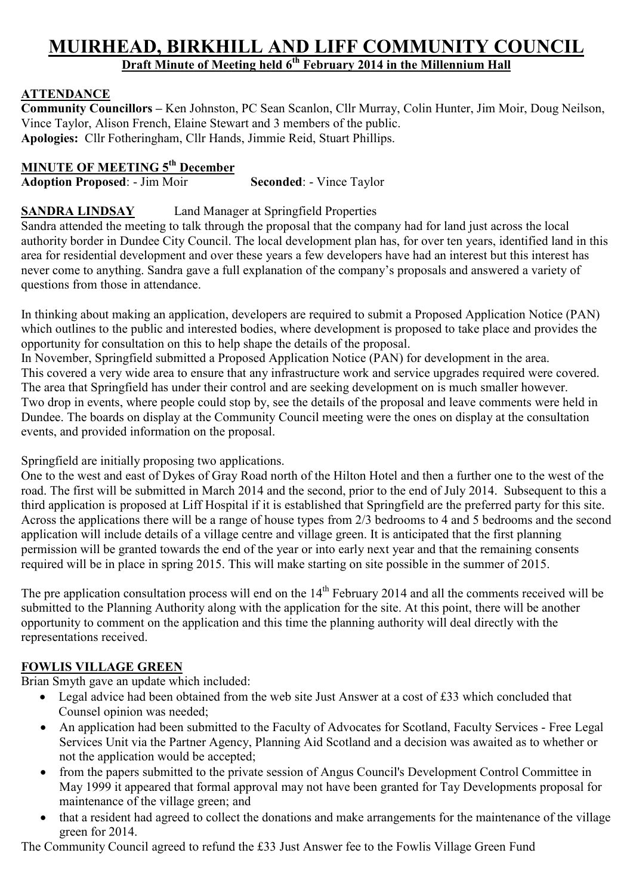# MUIRHEAD, BIRKHILL AND LIFF COMMUNITY COUNCIL

**Draft Minute of Meeting held 6th February 2014 in the Millennium Hall**

## ATTENDANCE

**Community Councillors –** Ken Johnston, PC Sean Scanlon, Cllr Murray, Colin Hunter, Jim Moir, Doug Neilson, Vince Taylor, Alison French, Elaine Stewart and 3 members of the public.
**Apologies:** Cllr Fotheringham, Cllr Hands, Jimmie Reid, Stuart Phillips.

## MINUTE OF MEETING 5th December

**Adoption Proposed**: - Jim Moir **Seconded**: - Vince Taylor

## SANDRA LINDSAY Land Manager at Springfield Properties

Sandra attended the meeting to talk through the proposal that the company had for land just across the local authority border in Dundee City Council. The local development plan has, for over ten years, identified land in this area for residential development and over these years a few developers have had an interest but this interest has never come to anything. Sandra gave a full explanation of the company's proposals and answered a variety of questions from those in attendance.

In thinking about making an application, developers are required to submit a Proposed Application Notice (PAN) which outlines to the public and interested bodies, where development is proposed to take place and provides the opportunity for consultation on this to help shape the details of the proposal.
In November, Springfield submitted a Proposed Application Notice (PAN) for development in the area.
This covered a very wide area to ensure that any infrastructure work and service upgrades required were covered.
The area that Springfield has under their control and are seeking development on is much smaller however.
Two drop in events, where people could stop by, see the details of the proposal and leave comments were held in Dundee. The boards on display at the Community Council meeting were the ones on display at the consultation events, and provided information on the proposal.

Springfield are initially proposing two applications.
One to the west and east of Dykes of Gray Road north of the Hilton Hotel and then a further one to the west of the road. The first will be submitted in March 2014 and the second, prior to the end of July 2014. Subsequent to this a third application is proposed at Liff Hospital if it is established that Springfield are the preferred party for this site. Across the applications there will be a range of house types from 2/3 bedrooms to 4 and 5 bedrooms and the second application will include details of a village centre and village green. It is anticipated that the first planning permission will be granted towards the end of the year or into early next year and that the remaining consents required will be in place in spring 2015. This will make starting on site possible in the summer of 2015.

The pre application consultation process will end on the 14th February 2014 and all the comments received will be submitted to the Planning Authority along with the application for the site. At this point, there will be another opportunity to comment on the application and this time the planning authority will deal directly with the representations received.

## FOWLIS VILLAGE GREEN

Brian Smyth gave an update which included:

- Legal advice had been obtained from the web site Just Answer at a cost of £33 which concluded that Counsel opinion was needed;
- An application had been submitted to the Faculty of Advocates for Scotland, Faculty Services - Free Legal Services Unit via the Partner Agency, Planning Aid Scotland and a decision was awaited as to whether or not the application would be accepted;
- from the papers submitted to the private session of Angus Council's Development Control Committee in May 1999 it appeared that formal approval may not have been granted for Tay Developments proposal for maintenance of the village green; and
- that a resident had agreed to collect the donations and make arrangements for the maintenance of the village green for 2014.

The Community Council agreed to refund the £33 Just Answer fee to the Fowlis Village Green Fund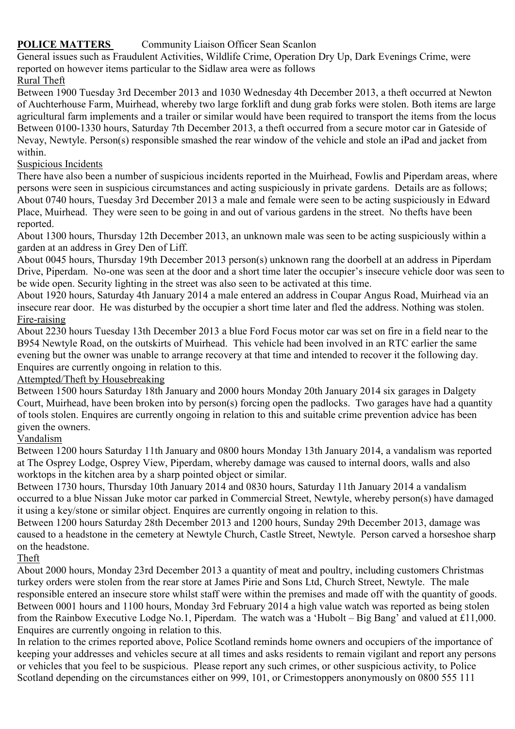**POLICE MATTERS** Community Liaison Officer Sean Scanlon

General issues such as Fraudulent Activities, Wildlife Crime, Operation Dry Up, Dark Evenings Crime, were reported on however items particular to the Sidlaw area were as follows

Rural Theft

Between 1900 Tuesday 3rd December 2013 and 1030 Wednesday 4th December 2013, a theft occurred at Newton of Auchterhouse Farm, Muirhead, whereby two large forklift and dung grab forks were stolen. Both items are large agricultural farm implements and a trailer or similar would have been required to transport the items from the locus

Between 0100-1330 hours, Saturday 7th December 2013, a theft occurred from a secure motor car in Gateside of Nevay, Newtyle. Person(s) responsible smashed the rear window of the vehicle and stole an iPad and jacket from within.

Suspicious Incidents

There have also been a number of suspicious incidents reported in the Muirhead, Fowlis and Piperdam areas, where persons were seen in suspicious circumstances and acting suspiciously in private gardens. Details are as follows;

About 0740 hours, Tuesday 3rd December 2013 a male and female were seen to be acting suspiciously in Edward Place, Muirhead. They were seen to be going in and out of various gardens in the street. No thefts have been reported.

About 1300 hours, Thursday 12th December 2013, an unknown male was seen to be acting suspiciously within a garden at an address in Grey Den of Liff.

About 0045 hours, Thursday 19th December 2013 person(s) unknown rang the doorbell at an address in Piperdam Drive, Piperdam. No-one was seen at the door and a short time later the occupier's insecure vehicle door was seen to be wide open. Security lighting in the street was also seen to be activated at this time.

About 1920 hours, Saturday 4th January 2014 a male entered an address in Coupar Angus Road, Muirhead via an insecure rear door. He was disturbed by the occupier a short time later and fled the address. Nothing was stolen.

Fire-raising

About 2230 hours Tuesday 13th December 2013 a blue Ford Focus motor car was set on fire in a field near to the B954 Newtyle Road, on the outskirts of Muirhead. This vehicle had been involved in an RTC earlier the same evening but the owner was unable to arrange recovery at that time and intended to recover it the following day. Enquires are currently ongoing in relation to this.

Attempted/Theft by Housebreaking

Between 1500 hours Saturday 18th January and 2000 hours Monday 20th January 2014 six garages in Dalgety Court, Muirhead, have been broken into by person(s) forcing open the padlocks. Two garages have had a quantity of tools stolen. Enquires are currently ongoing in relation to this and suitable crime prevention advice has been given the owners.

Vandalism

Between 1200 hours Saturday 11th January and 0800 hours Monday 13th January 2014, a vandalism was reported at The Osprey Lodge, Osprey View, Piperdam, whereby damage was caused to internal doors, walls and also worktops in the kitchen area by a sharp pointed object or similar.

Between 1730 hours, Thursday 10th January 2014 and 0830 hours, Saturday 11th January 2014 a vandalism occurred to a blue Nissan Juke motor car parked in Commercial Street, Newtyle, whereby person(s) have damaged it using a key/stone or similar object. Enquires are currently ongoing in relation to this.

Between 1200 hours Saturday 28th December 2013 and 1200 hours, Sunday 29th December 2013, damage was caused to a headstone in the cemetery at Newtyle Church, Castle Street, Newtyle. Person carved a horseshoe sharp on the headstone.

Theft

About 2000 hours, Monday 23rd December 2013 a quantity of meat and poultry, including customers Christmas turkey orders were stolen from the rear store at James Pirie and Sons Ltd, Church Street, Newtyle. The male responsible entered an insecure store whilst staff were within the premises and made off with the quantity of goods.

Between 0001 hours and 1100 hours, Monday 3rd February 2014 a high value watch was reported as being stolen from the Rainbow Executive Lodge No.1, Piperdam. The watch was a 'Hubolt – Big Bang' and valued at £11,000. Enquires are currently ongoing in relation to this.

In relation to the crimes reported above, Police Scotland reminds home owners and occupiers of the importance of keeping your addresses and vehicles secure at all times and asks residents to remain vigilant and report any persons or vehicles that you feel to be suspicious. Please report any such crimes, or other suspicious activity, to Police Scotland depending on the circumstances either on 999, 101, or Crimestoppers anonymously on 0800 555 111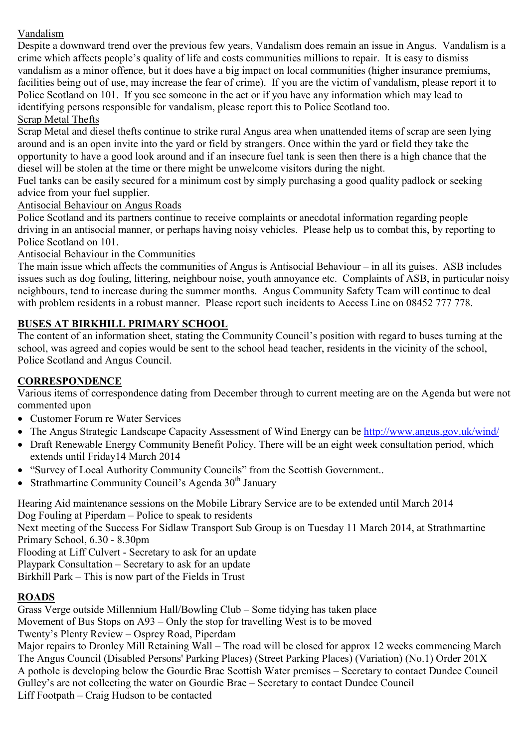Vandalism

Despite a downward trend over the previous few years, Vandalism does remain an issue in Angus. Vandalism is a crime which affects people's quality of life and costs communities millions to repair. It is easy to dismiss vandalism as a minor offence, but it does have a big impact on local communities (higher insurance premiums, facilities being out of use, may increase the fear of crime). If you are the victim of vandalism, please report it to Police Scotland on 101. If you see someone in the act or if you have any information which may lead to identifying persons responsible for vandalism, please report this to Police Scotland too.

Scrap Metal Thefts

Scrap Metal and diesel thefts continue to strike rural Angus area when unattended items of scrap are seen lying around and is an open invite into the yard or field by strangers. Once within the yard or field they take the opportunity to have a good look around and if an insecure fuel tank is seen then there is a high chance that the diesel will be stolen at the time or there might be unwelcome visitors during the night.

Fuel tanks can be easily secured for a minimum cost by simply purchasing a good quality padlock or seeking advice from your fuel supplier.

Antisocial Behaviour on Angus Roads

Police Scotland and its partners continue to receive complaints or anecdotal information regarding people driving in an antisocial manner, or perhaps having noisy vehicles. Please help us to combat this, by reporting to Police Scotland on 101.

Antisocial Behaviour in the Communities

The main issue which affects the communities of Angus is Antisocial Behaviour – in all its guises. ASB includes issues such as dog fouling, littering, neighbour noise, youth annoyance etc. Complaints of ASB, in particular noisy neighbours, tend to increase during the summer months. Angus Community Safety Team will continue to deal with problem residents in a robust manner. Please report such incidents to Access Line on 08452 777 778.

## BUSES AT BIRKHILL PRIMARY SCHOOL

The content of an information sheet, stating the Community Council's position with regard to buses turning at the school, was agreed and copies would be sent to the school head teacher, residents in the vicinity of the school, Police Scotland and Angus Council.

## CORRESPONDENCE

Various items of correspondence dating from December through to current meeting are on the Agenda but were not commented upon

- Customer Forum re Water Services
- The Angus Strategic Landscape Capacity Assessment of Wind Energy can be http://www.angus.gov.uk/wind/
- Draft Renewable Energy Community Benefit Policy. There will be an eight week consultation period, which extends until Friday14 March 2014
- "Survey of Local Authority Community Councils" from the Scottish Government..
- Strathmartine Community Council's Agenda 30th January

Hearing Aid maintenance sessions on the Mobile Library Service are to be extended until March 2014
Dog Fouling at Piperdam – Police to speak to residents
Next meeting of the Success For Sidlaw Transport Sub Group is on Tuesday 11 March 2014, at Strathmartine Primary School, 6.30 - 8.30pm
Flooding at Liff Culvert - Secretary to ask for an update
Playpark Consultation – Secretary to ask for an update
Birkhill Park – This is now part of the Fields in Trust

## ROADS

Grass Verge outside Millennium Hall/Bowling Club – Some tidying has taken place
Movement of Bus Stops on A93 – Only the stop for travelling West is to be moved
Twenty's Plenty Review – Osprey Road, Piperdam
Major repairs to Dronley Mill Retaining Wall – The road will be closed for approx 12 weeks commencing March
The Angus Council (Disabled Persons' Parking Places) (Street Parking Places) (Variation) (No.1) Order 201X
A pothole is developing below the Gourdie Brae Scottish Water premises – Secretary to contact Dundee Council
Gulley's are not collecting the water on Gourdie Brae – Secretary to contact Dundee Council
Liff Footpath – Craig Hudson to be contacted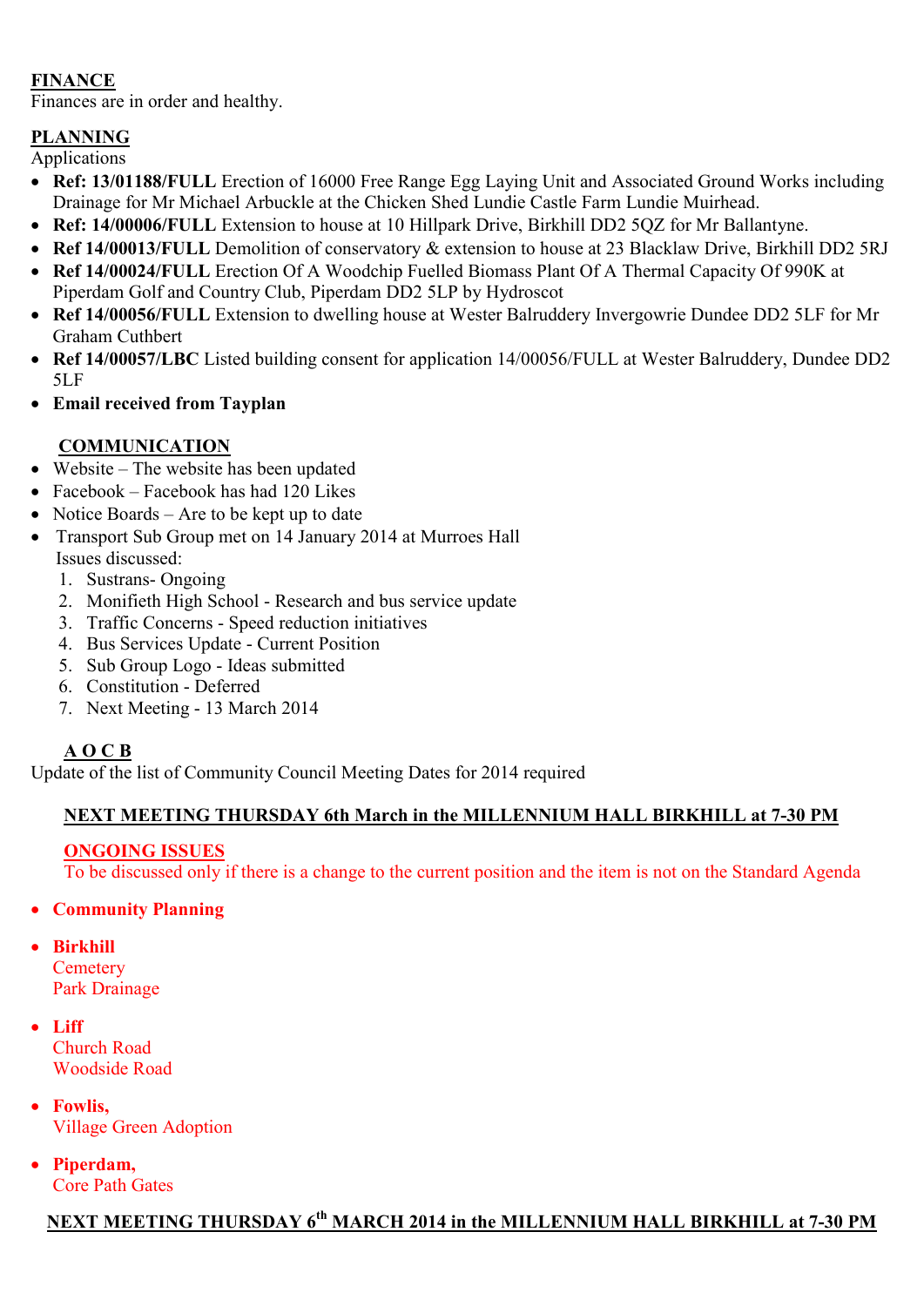## FINANCE

Finances are in order and healthy.

## PLANNING

Applications

- **Ref: 13/01188/FULL** Erection of 16000 Free Range Egg Laying Unit and Associated Ground Works including Drainage for Mr Michael Arbuckle at the Chicken Shed Lundie Castle Farm Lundie Muirhead.
- **Ref: 14/00006/FULL** Extension to house at 10 Hillpark Drive, Birkhill DD2 5QZ for Mr Ballantyne.
- **Ref 14/00013/FULL** Demolition of conservatory & extension to house at 23 Blacklaw Drive, Birkhill DD2 5RJ
- **Ref 14/00024/FULL** Erection Of A Woodchip Fuelled Biomass Plant Of A Thermal Capacity Of 990K at Piperdam Golf and Country Club, Piperdam DD2 5LP by Hydroscot
- **Ref 14/00056/FULL** Extension to dwelling house at Wester Balruddery Invergowrie Dundee DD2 5LF for Mr Graham Cuthbert
- **Ref 14/00057/LBC** Listed building consent for application 14/00056/FULL at Wester Balruddery, Dundee DD2 5LF
- **Email received from Tayplan**

## COMMUNICATION

- Website – The website has been updated
- Facebook – Facebook has had 120 Likes
- Notice Boards – Are to be kept up to date
- Transport Sub Group met on 14 January 2014 at Murroes Hall

  Issues discussed:
  1. Sustrans- Ongoing
  2. Monifieth High School - Research and bus service update
  3. Traffic Concerns - Speed reduction initiatives
  4. Bus Services Update - Current Position
  5. Sub Group Logo - Ideas submitted
  6. Constitution - Deferred
  7. Next Meeting - 13 March 2014

## A O C B

Update of the list of Community Council Meeting Dates for 2014 required

**NEXT MEETING THURSDAY 6th March in the MILLENNIUM HALL BIRKHILL at 7-30 PM**

## ONGOING ISSUES

To be discussed only if there is a change to the current position and the item is not on the Standard Agenda

- **Community Planning**
- **Birkhill**
  Cemetery
  Park Drainage
- **Liff**
  Church Road
  Woodside Road
- **Fowlis,**
  Village Green Adoption
- **Piperdam,**
  Core Path Gates

**NEXT MEETING THURSDAY 6th MARCH 2014 in the MILLENNIUM HALL BIRKHILL at 7-30 PM**